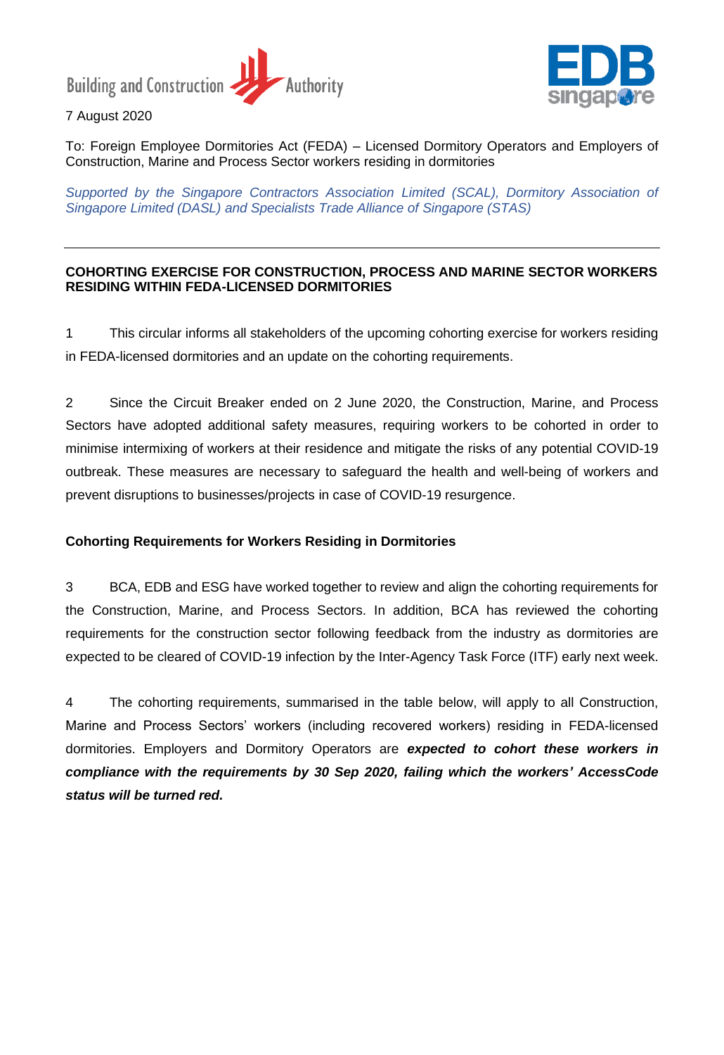Building and Construction Authority

EDB singapore

7 August 2020

To: Foreign Employee Dormitories Act (FEDA) – Licensed Dormitory Operators and Employers of Construction, Marine and Process Sector workers residing in dormitories

*Supported by the Singapore Contractors Association Limited (SCAL), Dormitory Association of Singapore Limited (DASL) and Specialists Trade Alliance of Singapore (STAS)*

---

**COHORTING EXERCISE FOR CONSTRUCTION, PROCESS AND MARINE SECTOR WORKERS RESIDING WITHIN FEDA-LICENSED DORMITORIES**

1 This circular informs all stakeholders of the upcoming cohorting exercise for workers residing in FEDA-licensed dormitories and an update on the cohorting requirements.

2 Since the Circuit Breaker ended on 2 June 2020, the Construction, Marine, and Process Sectors have adopted additional safety measures, requiring workers to be cohorted in order to minimise intermixing of workers at their residence and mitigate the risks of any potential COVID-19 outbreak. These measures are necessary to safeguard the health and well-being of workers and prevent disruptions to businesses/projects in case of COVID-19 resurgence.

**Cohorting Requirements for Workers Residing in Dormitories**

3 BCA, EDB and ESG have worked together to review and align the cohorting requirements for the Construction, Marine, and Process Sectors. In addition, BCA has reviewed the cohorting requirements for the construction sector following feedback from the industry as dormitories are expected to be cleared of COVID-19 infection by the Inter-Agency Task Force (ITF) early next week.

4 The cohorting requirements, summarised in the table below, will apply to all Construction, Marine and Process Sectors' workers (including recovered workers) residing in FEDA-licensed dormitories. Employers and Dormitory Operators are ***expected to cohort these workers in compliance with the requirements by 30 Sep 2020, failing which the workers' AccessCode status will be turned red.***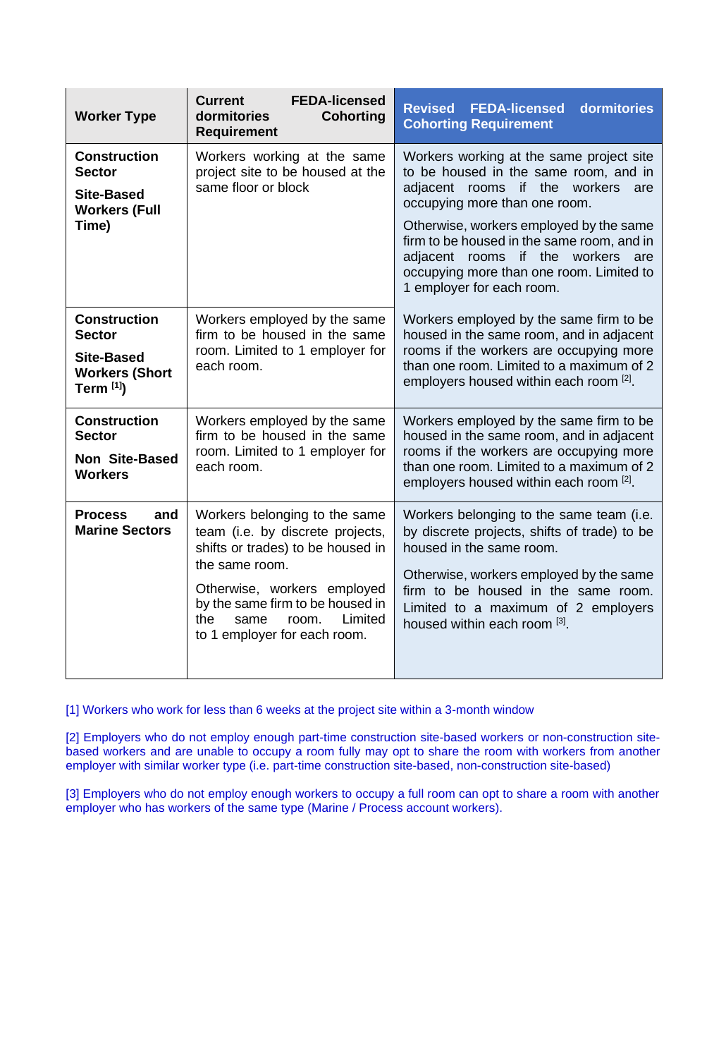| Worker Type | Current FEDA-licensed dormitories Cohorting Requirement | Revised FEDA-licensed dormitories Cohorting Requirement |
|---|---|---|
| **Construction Sector**<br><br>**Site-Based Workers (Full Time)** | Workers working at the same project site to be housed at the same floor or block | Workers working at the same project site to be housed in the same room, and in adjacent rooms if the workers are occupying more than one room.<br><br>Otherwise, workers employed by the same firm to be housed in the same room, and in adjacent rooms if the workers are occupying more than one room. Limited to 1 employer for each room. |
| **Construction Sector**<br><br>**Site-Based Workers (Short Term [1])** | Workers employed by the same firm to be housed in the same room. Limited to 1 employer for each room. | Workers employed by the same firm to be housed in the same room, and in adjacent rooms if the workers are occupying more than one room. Limited to a maximum of 2 employers housed within each room [2]. |
| **Construction Sector**<br><br>**Non Site-Based Workers** | Workers employed by the same firm to be housed in the same room. Limited to 1 employer for each room. | Workers employed by the same firm to be housed in the same room, and in adjacent rooms if the workers are occupying more than one room. Limited to a maximum of 2 employers housed within each room [2]. |
| **Process and Marine Sectors** | Workers belonging to the same team (i.e. by discrete projects, shifts or trades) to be housed in the same room.<br><br>Otherwise, workers employed by the same firm to be housed in the same room. Limited to 1 employer for each room. | Workers belonging to the same team (i.e. by discrete projects, shifts of trade) to be housed in the same room.<br><br>Otherwise, workers employed by the same firm to be housed in the same room. Limited to a maximum of 2 employers housed within each room [3]. |

[1] Workers who work for less than 6 weeks at the project site within a 3-month window

[2] Employers who do not employ enough part-time construction site-based workers or non-construction site-based workers and are unable to occupy a room fully may opt to share the room with workers from another employer with similar worker type (i.e. part-time construction site-based, non-construction site-based)

[3] Employers who do not employ enough workers to occupy a full room can opt to share a room with another employer who has workers of the same type (Marine / Process account workers).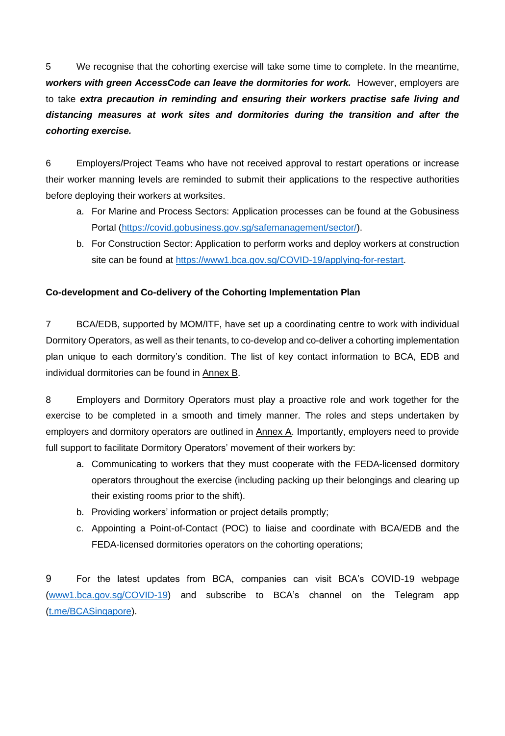5 We recognise that the cohorting exercise will take some time to complete. In the meantime, ***workers with green AccessCode can leave the dormitories for work.*** However, employers are to take ***extra precaution in reminding and ensuring their workers practise safe living and distancing measures at work sites and dormitories during the transition and after the cohorting exercise.***

6 Employers/Project Teams who have not received approval to restart operations or increase their worker manning levels are reminded to submit their applications to the respective authorities before deploying their workers at worksites.

a. For Marine and Process Sectors: Application processes can be found at the Gobusiness Portal (https://covid.gobusiness.gov.sg/safemanagement/sector/).

b. For Construction Sector: Application to perform works and deploy workers at construction site can be found at https://www1.bca.gov.sg/COVID-19/applying-for-restart.

**Co-development and Co-delivery of the Cohorting Implementation Plan**

7 BCA/EDB, supported by MOM/ITF, have set up a coordinating centre to work with individual Dormitory Operators, as well as their tenants, to co-develop and co-deliver a cohorting implementation plan unique to each dormitory's condition. The list of key contact information to BCA, EDB and individual dormitories can be found in Annex B.

8 Employers and Dormitory Operators must play a proactive role and work together for the exercise to be completed in a smooth and timely manner. The roles and steps undertaken by employers and dormitory operators are outlined in Annex A. Importantly, employers need to provide full support to facilitate Dormitory Operators' movement of their workers by:

a. Communicating to workers that they must cooperate with the FEDA-licensed dormitory operators throughout the exercise (including packing up their belongings and clearing up their existing rooms prior to the shift).

b. Providing workers' information or project details promptly;

c. Appointing a Point-of-Contact (POC) to liaise and coordinate with BCA/EDB and the FEDA-licensed dormitories operators on the cohorting operations;

9 For the latest updates from BCA, companies can visit BCA's COVID-19 webpage (www1.bca.gov.sg/COVID-19) and subscribe to BCA's channel on the Telegram app (t.me/BCASingapore).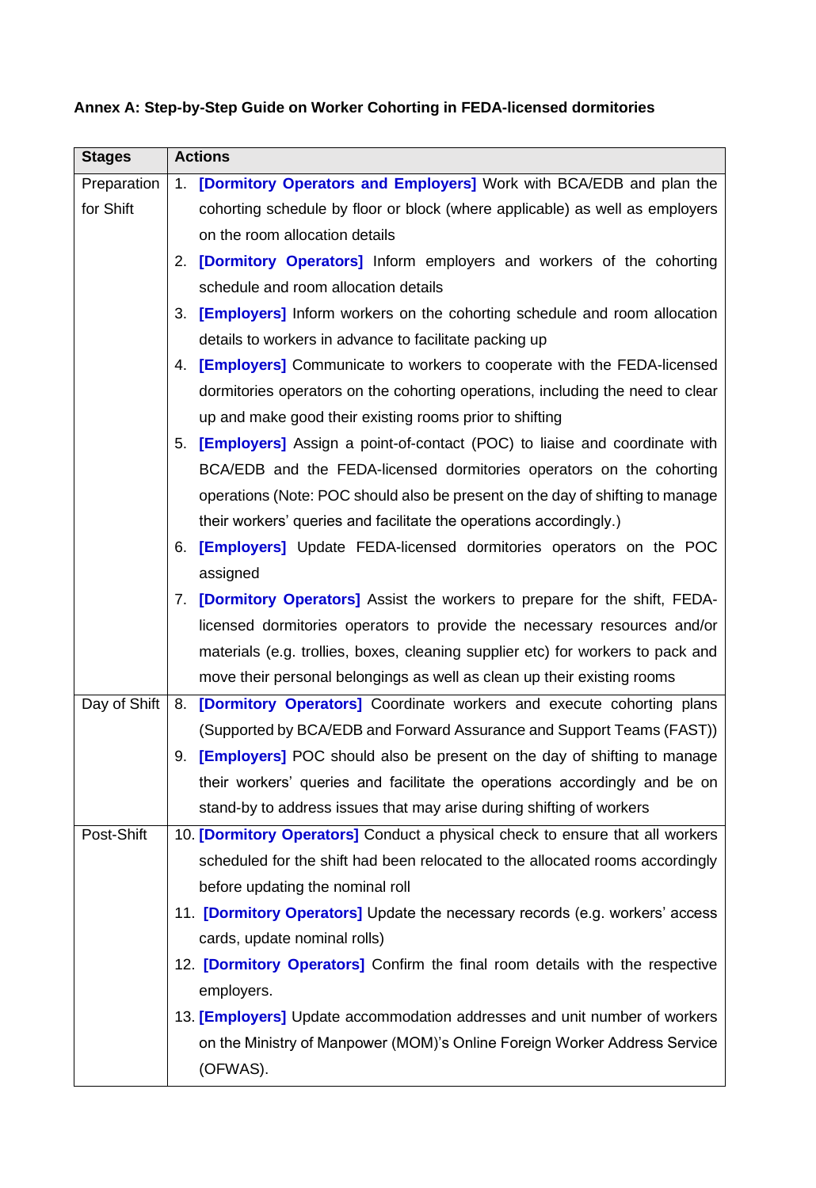**Annex A: Step-by-Step Guide on Worker Cohorting in FEDA-licensed dormitories**

| Stages | Actions |
| --- | --- |
| Preparation for Shift | 1. **[Dormitory Operators and Employers]** Work with BCA/EDB and plan the cohorting schedule by floor or block (where applicable) as well as employers on the room allocation details<br>2. **[Dormitory Operators]** Inform employers and workers of the cohorting schedule and room allocation details<br>3. **[Employers]** Inform workers on the cohorting schedule and room allocation details to workers in advance to facilitate packing up<br>4. **[Employers]** Communicate to workers to cooperate with the FEDA-licensed dormitories operators on the cohorting operations, including the need to clear up and make good their existing rooms prior to shifting<br>5. **[Employers]** Assign a point-of-contact (POC) to liaise and coordinate with BCA/EDB and the FEDA-licensed dormitories operators on the cohorting operations (Note: POC should also be present on the day of shifting to manage their workers' queries and facilitate the operations accordingly.)<br>6. **[Employers]** Update FEDA-licensed dormitories operators on the POC assigned<br>7. **[Dormitory Operators]** Assist the workers to prepare for the shift, FEDA-licensed dormitories operators to provide the necessary resources and/or materials (e.g. trollies, boxes, cleaning supplier etc) for workers to pack and move their personal belongings as well as clean up their existing rooms |
| Day of Shift | 8. **[Dormitory Operators]** Coordinate workers and execute cohorting plans (Supported by BCA/EDB and Forward Assurance and Support Teams (FAST))<br>9. **[Employers]** POC should also be present on the day of shifting to manage their workers' queries and facilitate the operations accordingly and be on stand-by to address issues that may arise during shifting of workers |
| Post-Shift | 10. **[Dormitory Operators]** Conduct a physical check to ensure that all workers scheduled for the shift had been relocated to the allocated rooms accordingly before updating the nominal roll<br>11. **[Dormitory Operators]** Update the necessary records (e.g. workers' access cards, update nominal rolls)<br>12. **[Dormitory Operators]** Confirm the final room details with the respective employers.<br>13. **[Employers]** Update accommodation addresses and unit number of workers on the Ministry of Manpower (MOM)'s Online Foreign Worker Address Service (OFWAS). |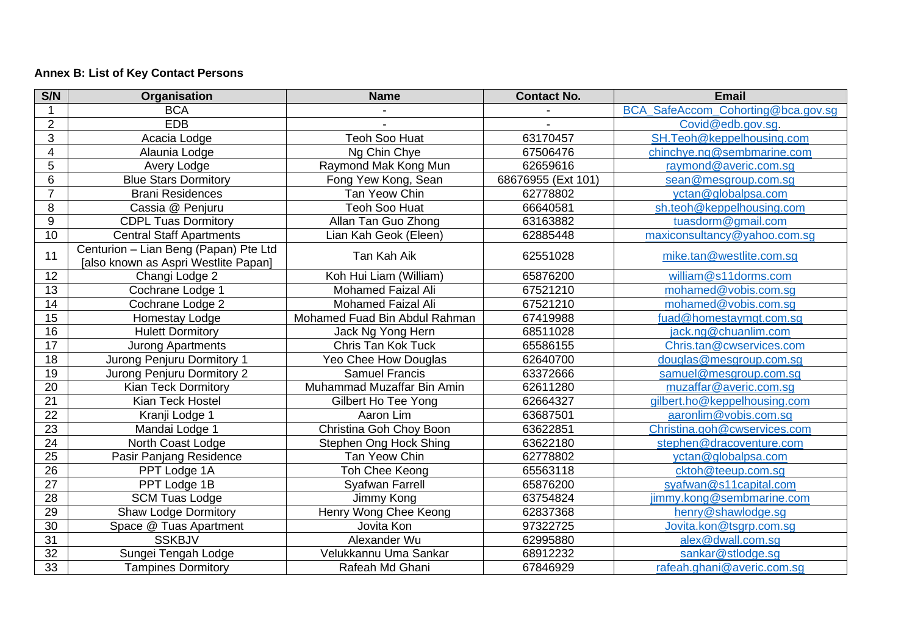**Annex B: List of Key Contact Persons**

| S/N | Organisation | Name | Contact No. | Email |
|---|---|---|---|---|
| 1 | BCA | - | - | BCA_SafeAccom_Cohorting@bca.gov.sg |
| 2 | EDB | - | - | Covid@edb.gov.sg. |
| 3 | Acacia Lodge | Teoh Soo Huat | 63170457 | SH.Teoh@keppelhousing.com |
| 4 | Alaunia Lodge | Ng Chin Chye | 67506476 | chinchye.ng@sembmarine.com |
| 5 | Avery Lodge | Raymond Mak Kong Mun | 62659616 | raymond@averic.com.sg |
| 6 | Blue Stars Dormitory | Fong Yew Kong, Sean | 68676955 (Ext 101) | sean@mesgroup.com.sg |
| 7 | Brani Residences | Tan Yeow Chin | 62778802 | yctan@globalpsa.com |
| 8 | Cassia @ Penjuru | Teoh Soo Huat | 66640581 | sh.teoh@keppelhousing.com |
| 9 | CDPL Tuas Dormitory | Allan Tan Guo Zhong | 63163882 | tuasdorm@gmail.com |
| 10 | Central Staff Apartments | Lian Kah Geok (Eleen) | 62885448 | maxiconsultancy@yahoo.com.sg |
| 11 | Centurion – Lian Beng (Papan) Pte Ltd [also known as Aspri Westlite Papan] | Tan Kah Aik | 62551028 | mike.tan@westlite.com.sg |
| 12 | Changi Lodge 2 | Koh Hui Liam (William) | 65876200 | william@s11dorms.com |
| 13 | Cochrane Lodge 1 | Mohamed Faizal Ali | 67521210 | mohamed@vobis.com.sg |
| 14 | Cochrane Lodge 2 | Mohamed Faizal Ali | 67521210 | mohamed@vobis.com.sg |
| 15 | Homestay Lodge | Mohamed Fuad Bin Abdul Rahman | 67419988 | fuad@homestaymgt.com.sg |
| 16 | Hulett Dormitory | Jack Ng Yong Hern | 68511028 | jack.ng@chuanlim.com |
| 17 | Jurong Apartments | Chris Tan Kok Tuck | 65586155 | Chris.tan@cwservices.com |
| 18 | Jurong Penjuru Dormitory 1 | Yeo Chee How Douglas | 62640700 | douglas@mesgroup.com.sg |
| 19 | Jurong Penjuru Dormitory 2 | Samuel Francis | 63372666 | samuel@mesgroup.com.sg |
| 20 | Kian Teck Dormitory | Muhammad Muzaffar Bin Amin | 62611280 | muzaffar@averic.com.sg |
| 21 | Kian Teck Hostel | Gilbert Ho Tee Yong | 62664327 | gilbert.ho@keppelhousing.com |
| 22 | Kranji Lodge 1 | Aaron Lim | 63687501 | aaronlim@vobis.com.sg |
| 23 | Mandai Lodge 1 | Christina Goh Choy Boon | 63622851 | Christina.goh@cwservices.com |
| 24 | North Coast Lodge | Stephen Ong Hock Shing | 63622180 | stephen@dracoventure.com |
| 25 | Pasir Panjang Residence | Tan Yeow Chin | 62778802 | yctan@globalpsa.com |
| 26 | PPT Lodge 1A | Toh Chee Keong | 65563118 | cktoh@teeup.com.sg |
| 27 | PPT Lodge 1B | Syafwan Farrell | 65876200 | syafwan@s11capital.com |
| 28 | SCM Tuas Lodge | Jimmy Kong | 63754824 | jimmy.kong@sembmarine.com |
| 29 | Shaw Lodge Dormitory | Henry Wong Chee Keong | 62837368 | henry@shawlodge.sg |
| 30 | Space @ Tuas Apartment | Jovita Kon | 97322725 | Jovita.kon@tsgrp.com.sg |
| 31 | SSKBJV | Alexander Wu | 62995880 | alex@dwall.com.sg |
| 32 | Sungei Tengah Lodge | Velukkannu Uma Sankar | 68912232 | sankar@stlodge.sg |
| 33 | Tampines Dormitory | Rafeah Md Ghani | 67846929 | rafeah.ghani@averic.com.sg |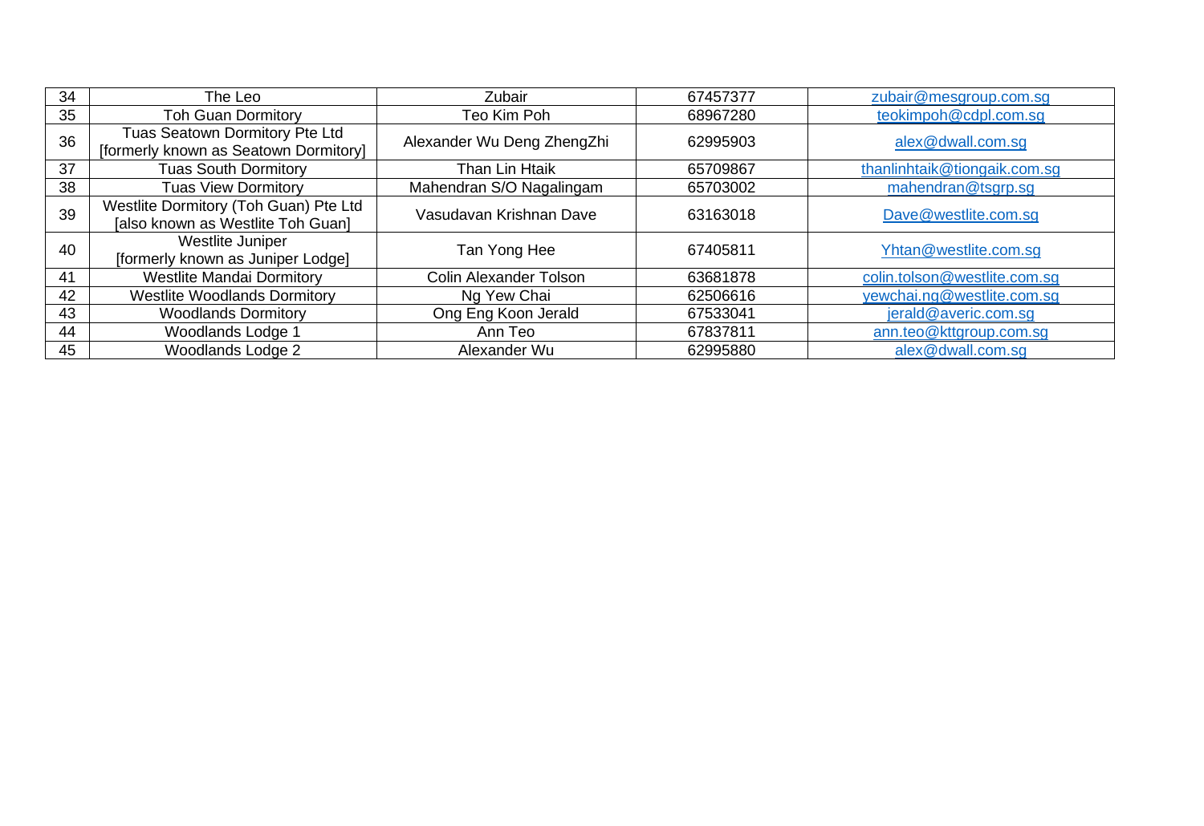| | | | | |
|---|---|---|---|---|
| 34 | The Leo | Zubair | 67457377 | zubair@mesgroup.com.sg |
| 35 | Toh Guan Dormitory | Teo Kim Poh | 68967280 | teokimpoh@cdpl.com.sg |
| 36 | Tuas Seatown Dormitory Pte Ltd [formerly known as Seatown Dormitory] | Alexander Wu Deng ZhengZhi | 62995903 | alex@dwall.com.sg |
| 37 | Tuas South Dormitory | Than Lin Htaik | 65709867 | thanlinhtaik@tiongaik.com.sg |
| 38 | Tuas View Dormitory | Mahendran S/O Nagalingam | 65703002 | mahendran@tsgrp.sg |
| 39 | Westlite Dormitory (Toh Guan) Pte Ltd [also known as Westlite Toh Guan] | Vasudavan Krishnan Dave | 63163018 | Dave@westlite.com.sg |
| 40 | Westlite Juniper [formerly known as Juniper Lodge] | Tan Yong Hee | 67405811 | Yhtan@westlite.com.sg |
| 41 | Westlite Mandai Dormitory | Colin Alexander Tolson | 63681878 | colin.tolson@westlite.com.sg |
| 42 | Westlite Woodlands Dormitory | Ng Yew Chai | 62506616 | yewchai.ng@westlite.com.sg |
| 43 | Woodlands Dormitory | Ong Eng Koon Jerald | 67533041 | jerald@averic.com.sg |
| 44 | Woodlands Lodge 1 | Ann Teo | 67837811 | ann.teo@kttgroup.com.sg |
| 45 | Woodlands Lodge 2 | Alexander Wu | 62995880 | alex@dwall.com.sg |